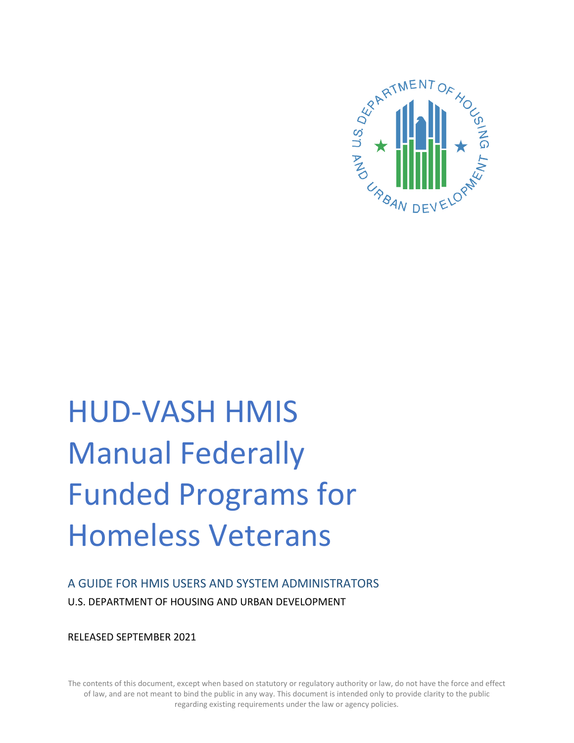# HUD-VASH HMIS Manual Federally Funded Programs for Homeless Veterans

## A GUIDE FOR HMIS USERS AND SYSTEM ADMINISTRATORS

U.S. DEPARTMENT OF HOUSING AND URBAN DEVELOPMENT

RELEASED SEPTEMBER 2021

The contents of this document, except when based on statutory or regulatory authority or law, do not have the force and effect of law, and are not meant to bind the public in any way. This document is intended only to provide clarity to the public regarding existing requirements under the law or agency policies.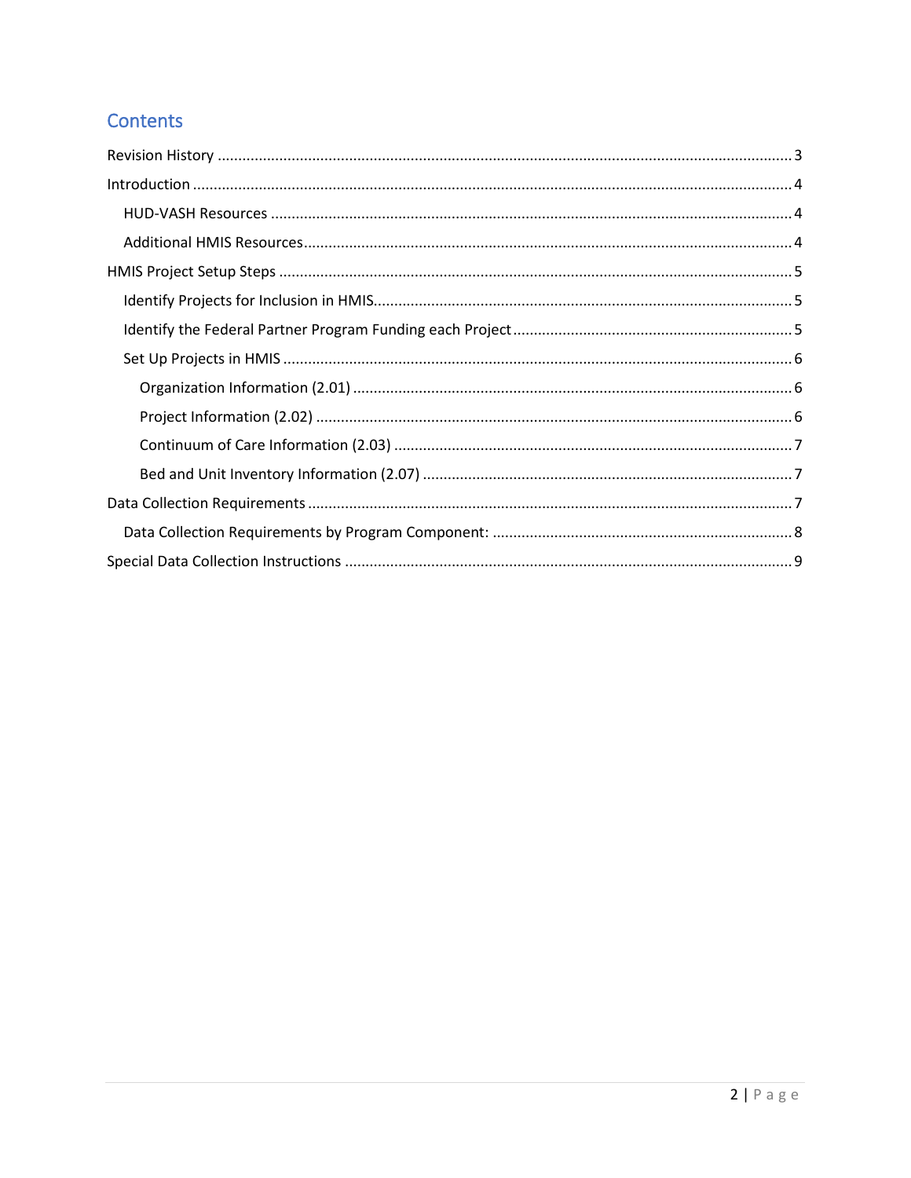## Contents

Revision History ........................................................................................................................ 3

Introduction ............................................................................................................................... 4

  HUD-VASH Resources ............................................................................................................ 4

  Additional HMIS Resources.................................................................................................... 4

HMIS Project Setup Steps .......................................................................................................... 5

  Identify Projects for Inclusion in HMIS.................................................................................... 5

  Identify the Federal Partner Program Funding each Project .................................................. 5

  Set Up Projects in HMIS .......................................................................................................... 6

    Organization Information (2.01) ......................................................................................... 6

    Project Information (2.02) .................................................................................................. 6

    Continuum of Care Information (2.03) ................................................................................ 7

    Bed and Unit Inventory Information (2.07) ........................................................................ 7

Data Collection Requirements ................................................................................................... 7

  Data Collection Requirements by Program Component: ........................................................ 8

Special Data Collection Instructions .......................................................................................... 9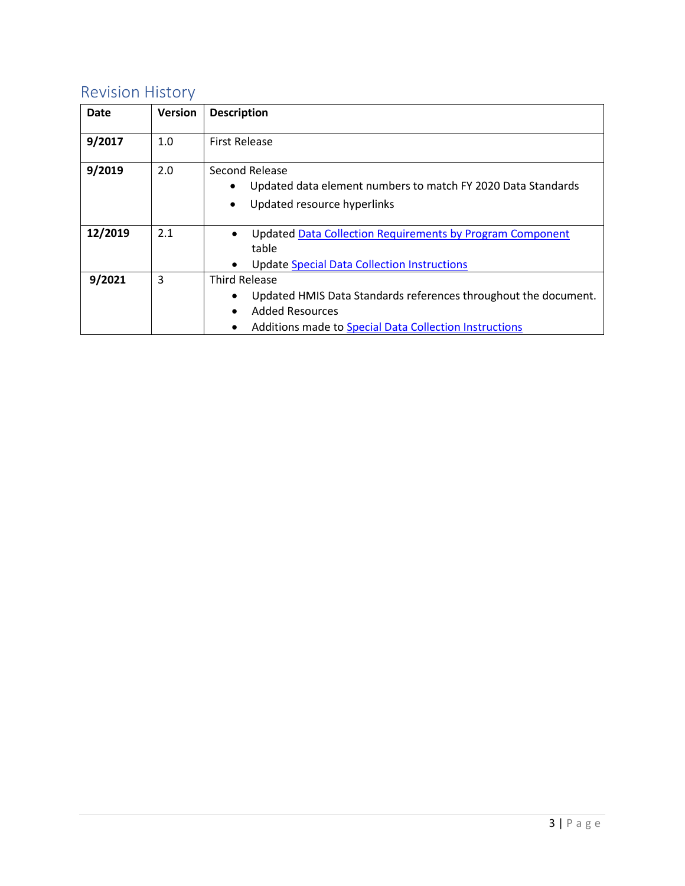## Revision History

| Date | Version | Description |
|---|---|---|
| **9/2017** | 1.0 | First Release |
| **9/2019** | 2.0 | Second Release<br>• Updated data element numbers to match FY 2020 Data Standards<br>• Updated resource hyperlinks |
| **12/2019** | 2.1 | • Updated Data Collection Requirements by Program Component table<br>• Update Special Data Collection Instructions |
| **9/2021** | 3 | Third Release<br>• Updated HMIS Data Standards references throughout the document.<br>• Added Resources<br>• Additions made to Special Data Collection Instructions |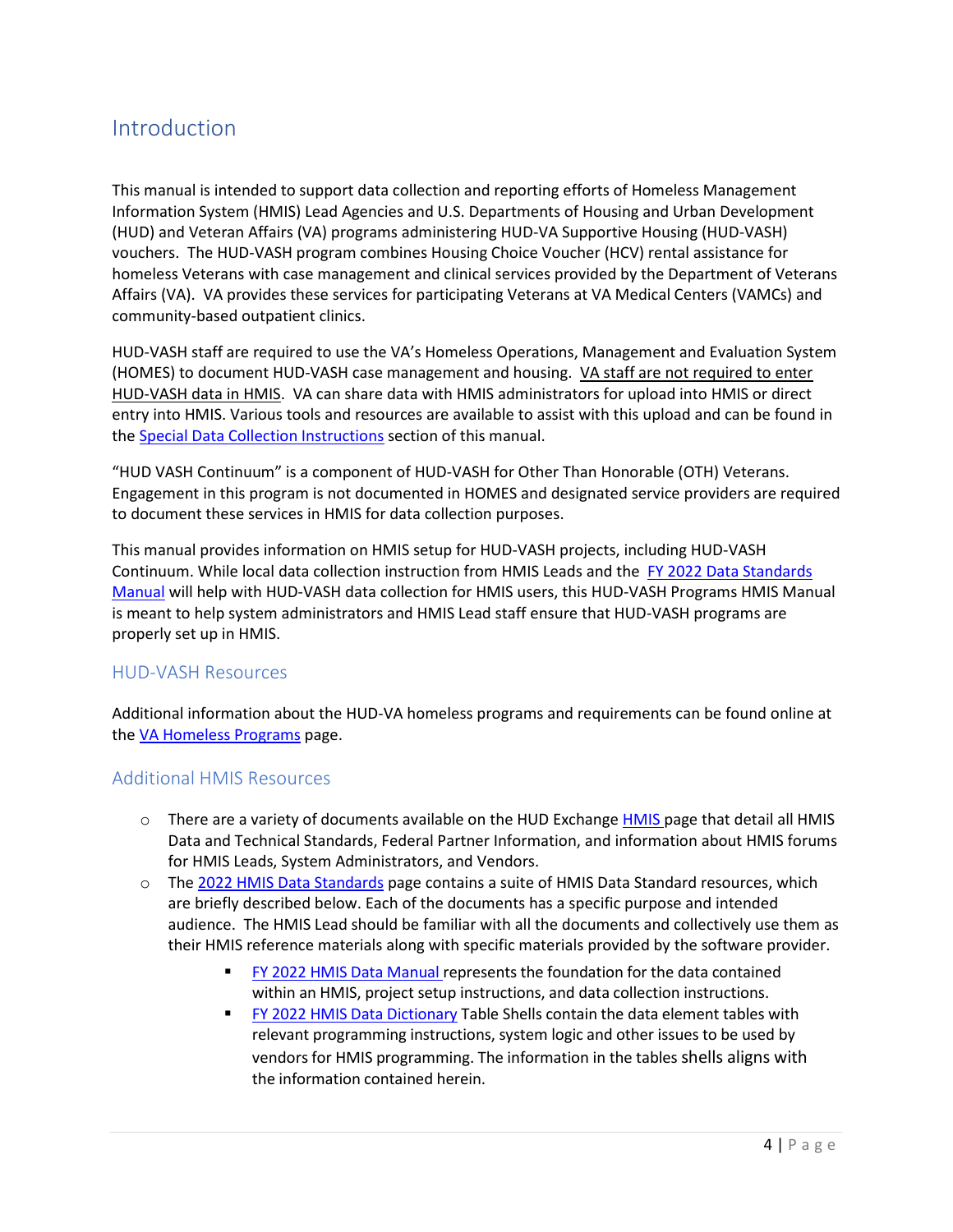# Introduction

This manual is intended to support data collection and reporting efforts of Homeless Management Information System (HMIS) Lead Agencies and U.S. Departments of Housing and Urban Development (HUD) and Veteran Affairs (VA) programs administering HUD-VA Supportive Housing (HUD-VASH) vouchers. The HUD-VASH program combines Housing Choice Voucher (HCV) rental assistance for homeless Veterans with case management and clinical services provided by the Department of Veterans Affairs (VA). VA provides these services for participating Veterans at VA Medical Centers (VAMCs) and community-based outpatient clinics.

HUD-VASH staff are required to use the VA's Homeless Operations, Management and Evaluation System (HOMES) to document HUD-VASH case management and housing. VA staff are not required to enter HUD-VASH data in HMIS. VA can share data with HMIS administrators for upload into HMIS or direct entry into HMIS. Various tools and resources are available to assist with this upload and can be found in the Special Data Collection Instructions section of this manual.

"HUD VASH Continuum" is a component of HUD-VASH for Other Than Honorable (OTH) Veterans. Engagement in this program is not documented in HOMES and designated service providers are required to document these services in HMIS for data collection purposes.

This manual provides information on HMIS setup for HUD-VASH projects, including HUD-VASH Continuum. While local data collection instruction from HMIS Leads and the FY 2022 Data Standards Manual will help with HUD-VASH data collection for HMIS users, this HUD-VASH Programs HMIS Manual is meant to help system administrators and HMIS Lead staff ensure that HUD-VASH programs are properly set up in HMIS.

## HUD-VASH Resources

Additional information about the HUD-VA homeless programs and requirements can be found online at the VA Homeless Programs page.

## Additional HMIS Resources

- There are a variety of documents available on the HUD Exchange HMIS page that detail all HMIS Data and Technical Standards, Federal Partner Information, and information about HMIS forums for HMIS Leads, System Administrators, and Vendors.
- The 2022 HMIS Data Standards page contains a suite of HMIS Data Standard resources, which are briefly described below. Each of the documents has a specific purpose and intended audience. The HMIS Lead should be familiar with all the documents and collectively use them as their HMIS reference materials along with specific materials provided by the software provider.
  - FY 2022 HMIS Data Manual represents the foundation for the data contained within an HMIS, project setup instructions, and data collection instructions.
  - FY 2022 HMIS Data Dictionary Table Shells contain the data element tables with relevant programming instructions, system logic and other issues to be used by vendors for HMIS programming. The information in the tables shells aligns with the information contained herein.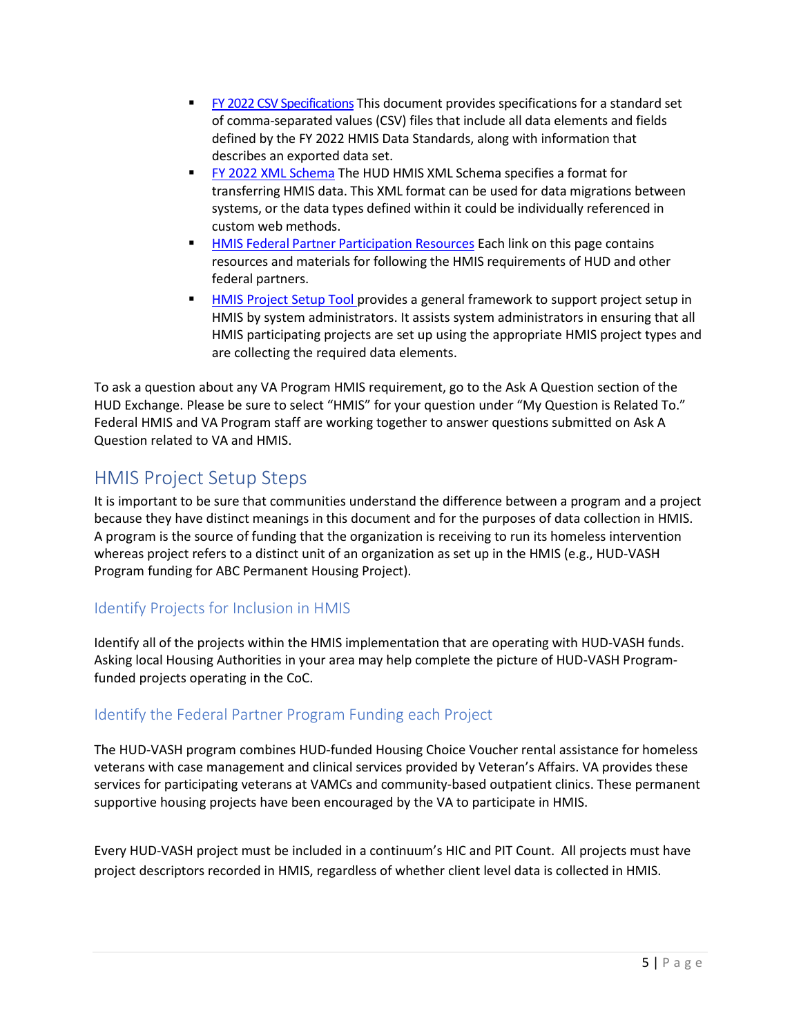- FY 2022 CSV Specifications This document provides specifications for a standard set of comma-separated values (CSV) files that include all data elements and fields defined by the FY 2022 HMIS Data Standards, along with information that describes an exported data set.
- FY 2022 XML Schema The HUD HMIS XML Schema specifies a format for transferring HMIS data. This XML format can be used for data migrations between systems, or the data types defined within it could be individually referenced in custom web methods.
- HMIS Federal Partner Participation Resources Each link on this page contains resources and materials for following the HMIS requirements of HUD and other federal partners.
- HMIS Project Setup Tool provides a general framework to support project setup in HMIS by system administrators. It assists system administrators in ensuring that all HMIS participating projects are set up using the appropriate HMIS project types and are collecting the required data elements.

To ask a question about any VA Program HMIS requirement, go to the Ask A Question section of the HUD Exchange. Please be sure to select "HMIS" for your question under "My Question is Related To." Federal HMIS and VA Program staff are working together to answer questions submitted on Ask A Question related to VA and HMIS.

## HMIS Project Setup Steps

It is important to be sure that communities understand the difference between a program and a project because they have distinct meanings in this document and for the purposes of data collection in HMIS. A program is the source of funding that the organization is receiving to run its homeless intervention whereas project refers to a distinct unit of an organization as set up in the HMIS (e.g., HUD-VASH Program funding for ABC Permanent Housing Project).

### Identify Projects for Inclusion in HMIS

Identify all of the projects within the HMIS implementation that are operating with HUD-VASH funds. Asking local Housing Authorities in your area may help complete the picture of HUD-VASH Program-funded projects operating in the CoC.

### Identify the Federal Partner Program Funding each Project

The HUD-VASH program combines HUD-funded Housing Choice Voucher rental assistance for homeless veterans with case management and clinical services provided by Veteran's Affairs. VA provides these services for participating veterans at VAMCs and community-based outpatient clinics. These permanent supportive housing projects have been encouraged by the VA to participate in HMIS.

Every HUD-VASH project must be included in a continuum's HIC and PIT Count. All projects must have project descriptors recorded in HMIS, regardless of whether client level data is collected in HMIS.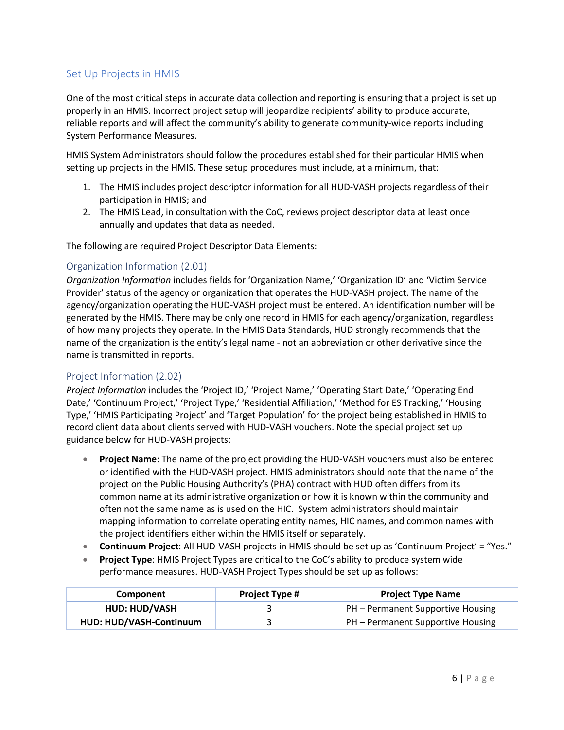## Set Up Projects in HMIS

One of the most critical steps in accurate data collection and reporting is ensuring that a project is set up properly in an HMIS. Incorrect project setup will jeopardize recipients' ability to produce accurate, reliable reports and will affect the community's ability to generate community-wide reports including System Performance Measures.

HMIS System Administrators should follow the procedures established for their particular HMIS when setting up projects in the HMIS. These setup procedures must include, at a minimum, that:

1. The HMIS includes project descriptor information for all HUD-VASH projects regardless of their participation in HMIS; and
2. The HMIS Lead, in consultation with the CoC, reviews project descriptor data at least once annually and updates that data as needed.

The following are required Project Descriptor Data Elements:

### Organization Information (2.01)

*Organization Information* includes fields for 'Organization Name,' 'Organization ID' and 'Victim Service Provider' status of the agency or organization that operates the HUD-VASH project. The name of the agency/organization operating the HUD-VASH project must be entered. An identification number will be generated by the HMIS. There may be only one record in HMIS for each agency/organization, regardless of how many projects they operate. In the HMIS Data Standards, HUD strongly recommends that the name of the organization is the entity's legal name - not an abbreviation or other derivative since the name is transmitted in reports.

### Project Information (2.02)

*Project Information* includes the 'Project ID,' 'Project Name,' 'Operating Start Date,' 'Operating End Date,' 'Continuum Project,' 'Project Type,' 'Residential Affiliation,' 'Method for ES Tracking,' 'Housing Type,' 'HMIS Participating Project' and 'Target Population' for the project being established in HMIS to record client data about clients served with HUD-VASH vouchers. Note the special project set up guidance below for HUD-VASH projects:

- **Project Name**: The name of the project providing the HUD-VASH vouchers must also be entered or identified with the HUD-VASH project. HMIS administrators should note that the name of the project on the Public Housing Authority's (PHA) contract with HUD often differs from its common name at its administrative organization or how it is known within the community and often not the same name as is used on the HIC. System administrators should maintain mapping information to correlate operating entity names, HIC names, and common names with the project identifiers either within the HMIS itself or separately.
- **Continuum Project**: All HUD-VASH projects in HMIS should be set up as 'Continuum Project' = "Yes."
- **Project Type**: HMIS Project Types are critical to the CoC's ability to produce system wide performance measures. HUD-VASH Project Types should be set up as follows:

| Component | Project Type # | Project Type Name |
|---|---|---|
| **HUD: HUD/VASH** | 3 | PH – Permanent Supportive Housing |
| **HUD: HUD/VASH-Continuum** | 3 | PH – Permanent Supportive Housing |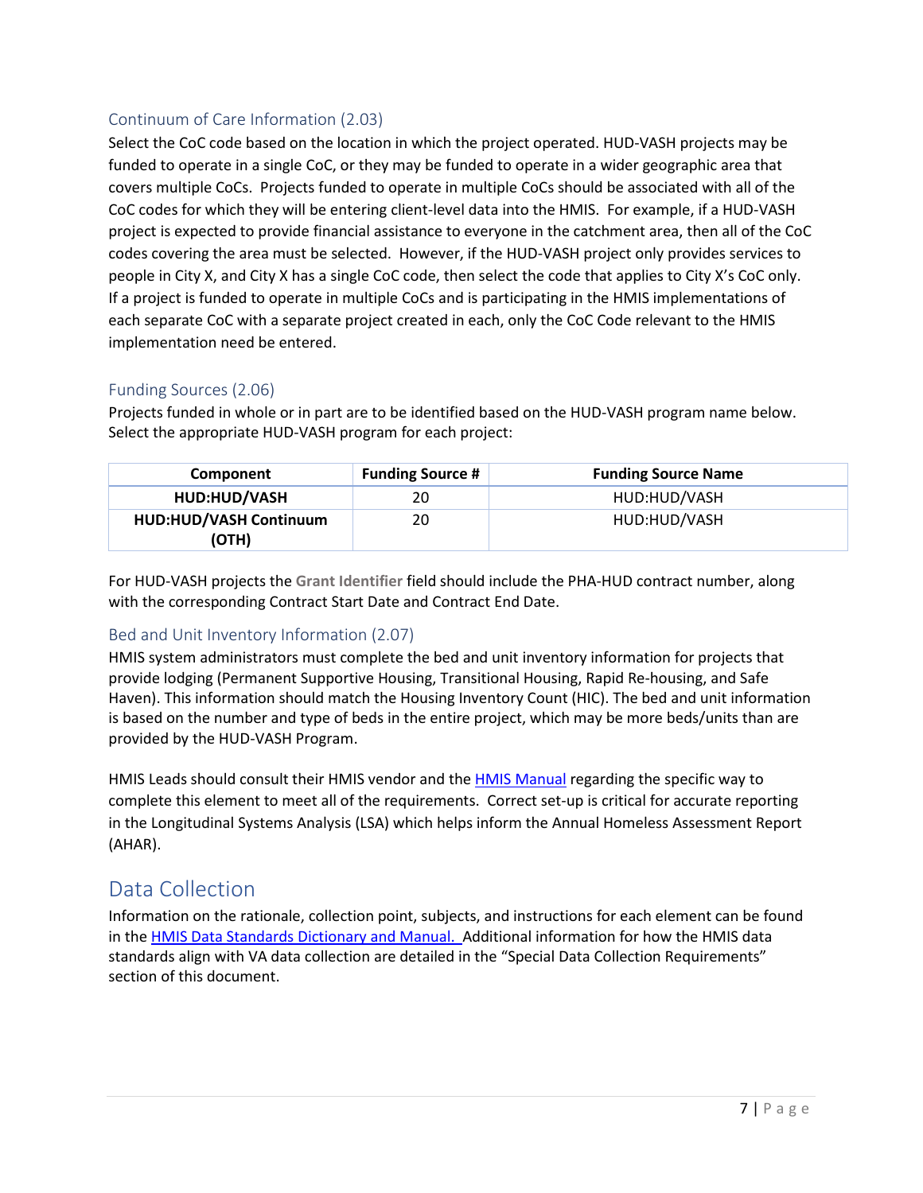### Continuum of Care Information (2.03)

Select the CoC code based on the location in which the project operated. HUD-VASH projects may be funded to operate in a single CoC, or they may be funded to operate in a wider geographic area that covers multiple CoCs. Projects funded to operate in multiple CoCs should be associated with all of the CoC codes for which they will be entering client-level data into the HMIS. For example, if a HUD-VASH project is expected to provide financial assistance to everyone in the catchment area, then all of the CoC codes covering the area must be selected. However, if the HUD-VASH project only provides services to people in City X, and City X has a single CoC code, then select the code that applies to City X's CoC only. If a project is funded to operate in multiple CoCs and is participating in the HMIS implementations of each separate CoC with a separate project created in each, only the CoC Code relevant to the HMIS implementation need be entered.

### Funding Sources (2.06)

Projects funded in whole or in part are to be identified based on the HUD-VASH program name below. Select the appropriate HUD-VASH program for each project:

| Component | Funding Source # | Funding Source Name |
|---|---|---|
| **HUD:HUD/VASH** | 20 | HUD:HUD/VASH |
| **HUD:HUD/VASH Continuum (OTH)** | 20 | HUD:HUD/VASH |

For HUD-VASH projects the **Grant Identifier** field should include the PHA-HUD contract number, along with the corresponding Contract Start Date and Contract End Date.

### Bed and Unit Inventory Information (2.07)

HMIS system administrators must complete the bed and unit inventory information for projects that provide lodging (Permanent Supportive Housing, Transitional Housing, Rapid Re-housing, and Safe Haven). This information should match the Housing Inventory Count (HIC). The bed and unit information is based on the number and type of beds in the entire project, which may be more beds/units than are provided by the HUD-VASH Program.

HMIS Leads should consult their HMIS vendor and the [HMIS Manual] regarding the specific way to complete this element to meet all of the requirements. Correct set-up is critical for accurate reporting in the Longitudinal Systems Analysis (LSA) which helps inform the Annual Homeless Assessment Report (AHAR).

## Data Collection

Information on the rationale, collection point, subjects, and instructions for each element can be found in the [HMIS Data Standards Dictionary and Manual.] Additional information for how the HMIS data standards align with VA data collection are detailed in the "Special Data Collection Requirements" section of this document.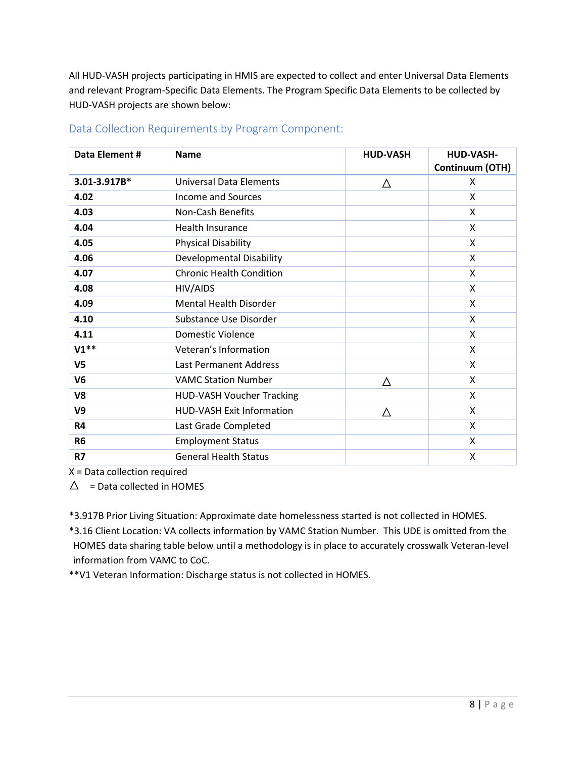All HUD-VASH projects participating in HMIS are expected to collect and enter Universal Data Elements and relevant Program-Specific Data Elements. The Program Specific Data Elements to be collected by HUD-VASH projects are shown below:

## Data Collection Requirements by Program Component:

| Data Element # | Name | HUD-VASH | HUD-VASH-Continuum (OTH) |
|---|---|---|---|
| **3.01-3.917B*** | Universal Data Elements | △ | X |
| **4.02** | Income and Sources | | X |
| **4.03** | Non-Cash Benefits | | X |
| **4.04** | Health Insurance | | X |
| **4.05** | Physical Disability | | X |
| **4.06** | Developmental Disability | | X |
| **4.07** | Chronic Health Condition | | X |
| **4.08** | HIV/AIDS | | X |
| **4.09** | Mental Health Disorder | | X |
| **4.10** | Substance Use Disorder | | X |
| **4.11** | Domestic Violence | | X |
| **V1**** | Veteran's Information | | X |
| **V5** | Last Permanent Address | | X |
| **V6** | VAMC Station Number | △ | X |
| **V8** | HUD-VASH Voucher Tracking | | X |
| **V9** | HUD-VASH Exit Information | △ | X |
| **R4** | Last Grade Completed | | X |
| **R6** | Employment Status | | X |
| **R7** | General Health Status | | X |

X = Data collection required

△ = Data collected in HOMES

*3.917B Prior Living Situation: Approximate date homelessness started is not collected in HOMES.

*3.16 Client Location: VA collects information by VAMC Station Number. This UDE is omitted from the HOMES data sharing table below until a methodology is in place to accurately crosswalk Veteran-level information from VAMC to CoC.

**V1 Veteran Information: Discharge status is not collected in HOMES.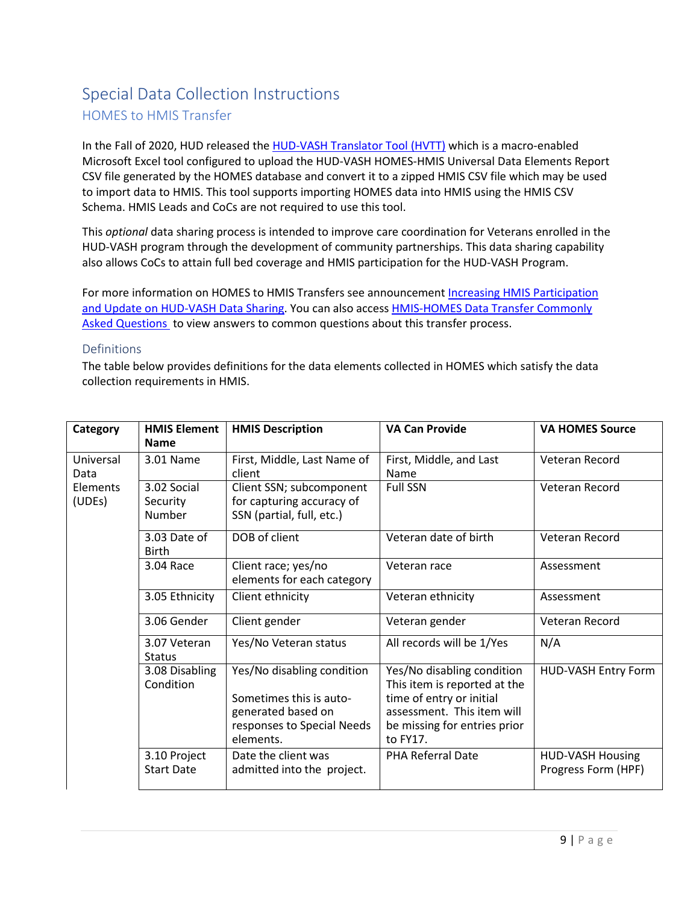# Special Data Collection Instructions

## HOMES to HMIS Transfer

In the Fall of 2020, HUD released the HUD-VASH Translator Tool (HVTT) which is a macro-enabled Microsoft Excel tool configured to upload the HUD-VASH HOMES-HMIS Universal Data Elements Report CSV file generated by the HOMES database and convert it to a zipped HMIS CSV file which may be used to import data to HMIS. This tool supports importing HOMES data into HMIS using the HMIS CSV Schema. HMIS Leads and CoCs are not required to use this tool.

This *optional* data sharing process is intended to improve care coordination for Veterans enrolled in the HUD-VASH program through the development of community partnerships. This data sharing capability also allows CoCs to attain full bed coverage and HMIS participation for the HUD-VASH Program.

For more information on HOMES to HMIS Transfers see announcement Increasing HMIS Participation and Update on HUD-VASH Data Sharing. You can also access HMIS-HOMES Data Transfer Commonly Asked Questions to view answers to common questions about this transfer process.

### Definitions

The table below provides definitions for the data elements collected in HOMES which satisfy the data collection requirements in HMIS.

| Category | HMIS Element Name | HMIS Description | VA Can Provide | VA HOMES Source |
|---|---|---|---|---|
| Universal Data Elements (UDEs) | 3.01 Name | First, Middle, Last Name of client | First, Middle, and Last Name | Veteran Record |
| | 3.02 Social Security Number | Client SSN; subcomponent for capturing accuracy of SSN (partial, full, etc.) | Full SSN | Veteran Record |
| | 3.03 Date of Birth | DOB of client | Veteran date of birth | Veteran Record |
| | 3.04 Race | Client race; yes/no elements for each category | Veteran race | Assessment |
| | 3.05 Ethnicity | Client ethnicity | Veteran ethnicity | Assessment |
| | 3.06 Gender | Client gender | Veteran gender | Veteran Record |
| | 3.07 Veteran Status | Yes/No Veteran status | All records will be 1/Yes | N/A |
| | 3.08 Disabling Condition | Yes/No disabling condition<br><br>Sometimes this is auto-generated based on responses to Special Needs elements. | Yes/No disabling condition This item is reported at the time of entry or initial assessment. This item will be missing for entries prior to FY17. | HUD-VASH Entry Form |
| | 3.10 Project Start Date | Date the client was admitted into the project. | PHA Referral Date | HUD-VASH Housing Progress Form (HPF) |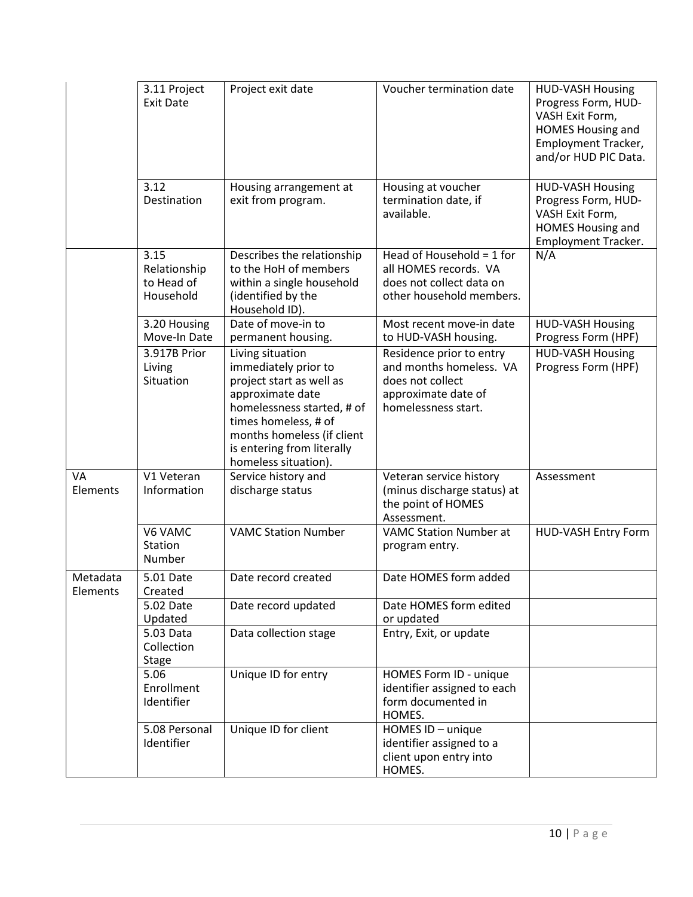| | | | | |
|---|---|---|---|---|
| | 3.11 Project Exit Date | Project exit date | Voucher termination date | HUD-VASH Housing Progress Form, HUD-VASH Exit Form, HOMES Housing and Employment Tracker, and/or HUD PIC Data. |
| | 3.12 Destination | Housing arrangement at exit from program. | Housing at voucher termination date, if available. | HUD-VASH Housing Progress Form, HUD-VASH Exit Form, HOMES Housing and Employment Tracker. |
| | 3.15 Relationship to Head of Household | Describes the relationship to the HoH of members within a single household (identified by the Household ID). | Head of Household = 1 for all HOMES records. VA does not collect data on other household members. | N/A |
| | 3.20 Housing Move-In Date | Date of move-in to permanent housing. | Most recent move-in date to HUD-VASH housing. | HUD-VASH Housing Progress Form (HPF) |
| | 3.917B Prior Living Situation | Living situation immediately prior to project start as well as approximate date homelessness started, # of times homeless, # of months homeless (if client is entering from literally homeless situation). | Residence prior to entry and months homeless. VA does not collect approximate date of homelessness start. | HUD-VASH Housing Progress Form (HPF) |
| VA Elements | V1 Veteran Information | Service history and discharge status | Veteran service history (minus discharge status) at the point of HOMES Assessment. | Assessment |
| | V6 VAMC Station Number | VAMC Station Number | VAMC Station Number at program entry. | HUD-VASH Entry Form |
| Metadata Elements | 5.01 Date Created | Date record created | Date HOMES form added | |
| | 5.02 Date Updated | Date record updated | Date HOMES form edited or updated | |
| | 5.03 Data Collection Stage | Data collection stage | Entry, Exit, or update | |
| | 5.06 Enrollment Identifier | Unique ID for entry | HOMES Form ID - unique identifier assigned to each form documented in HOMES. | |
| | 5.08 Personal Identifier | Unique ID for client | HOMES ID – unique identifier assigned to a client upon entry into HOMES. | |